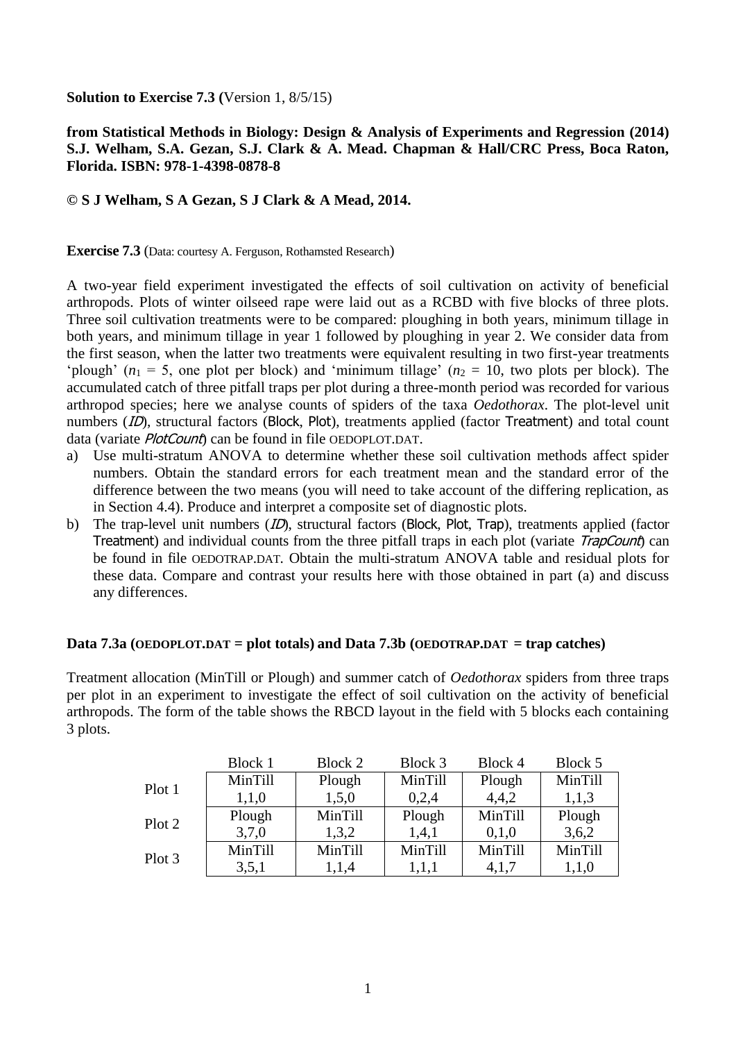**Solution to Exercise 7.3 (**Version 1, 8/5/15)

**from Statistical Methods in Biology: Design & Analysis of Experiments and Regression (2014) S.J. Welham, S.A. Gezan, S.J. Clark & A. Mead. Chapman & Hall/CRC Press, Boca Raton, Florida. ISBN: 978-1-4398-0878-8**

**© S J Welham, S A Gezan, S J Clark & A Mead, 2014.**

**Exercise 7.3** (Data: courtesy A. Ferguson, Rothamsted Research)

A two-year field experiment investigated the effects of soil cultivation on activity of beneficial arthropods. Plots of winter oilseed rape were laid out as a RCBD with five blocks of three plots. Three soil cultivation treatments were to be compared: ploughing in both years, minimum tillage in both years, and minimum tillage in year 1 followed by ploughing in year 2. We consider data from the first season, when the latter two treatments were equivalent resulting in two first-year treatments 'plough' ($n_1$ = 5, one plot per block) and 'minimum tillage' ($n_2$ = 10, two plots per block). The accumulated catch of three pitfall traps per plot during a three-month period was recorded for various arthropod species; here we analyse counts of spiders of the taxa *Oedothorax*. The plot-level unit numbers (*ID*), structural factors (Block, Plot), treatments applied (factor Treatment) and total count data (variate *PlotCount*) can be found in file OEDOPLOT.DAT.

a) Use multi-stratum ANOVA to determine whether these soil cultivation methods affect spider numbers. Obtain the standard errors for each treatment mean and the standard error of the difference between the two means (you will need to take account of the differing replication, as in Section 4.4). Produce and interpret a composite set of diagnostic plots.
b) The trap-level unit numbers (*ID*), structural factors (Block, Plot, Trap), treatments applied (factor Treatment) and individual counts from the three pitfall traps in each plot (variate *TrapCount*) can be found in file OEDOTRAP.DAT. Obtain the multi-stratum ANOVA table and residual plots for these data. Compare and contrast your results here with those obtained in part (a) and discuss any differences.

**Data 7.3a (OEDOPLOT.DAT = plot totals) and Data 7.3b (OEDOTRAP.DAT = trap catches)**

Treatment allocation (MinTill or Plough) and summer catch of *Oedothorax* spiders from three traps per plot in an experiment to investigate the effect of soil cultivation on the activity of beneficial arthropods. The form of the table shows the RBCD layout in the field with 5 blocks each containing 3 plots.

| | Block 1 | Block 2 | Block 3 | Block 4 | Block 5 |
|---|---|---|---|---|---|
| Plot 1 | MinTill<br>1,1,0 | Plough<br>1,5,0 | MinTill<br>0,2,4 | Plough<br>4,4,2 | MinTill<br>1,1,3 |
| Plot 2 | Plough<br>3,7,0 | MinTill<br>1,3,2 | Plough<br>1,4,1 | MinTill<br>0,1,0 | Plough<br>3,6,2 |
| Plot 3 | MinTill<br>3,5,1 | MinTill<br>1,1,4 | MinTill<br>1,1,1 | MinTill<br>4,1,7 | MinTill<br>1,1,0 |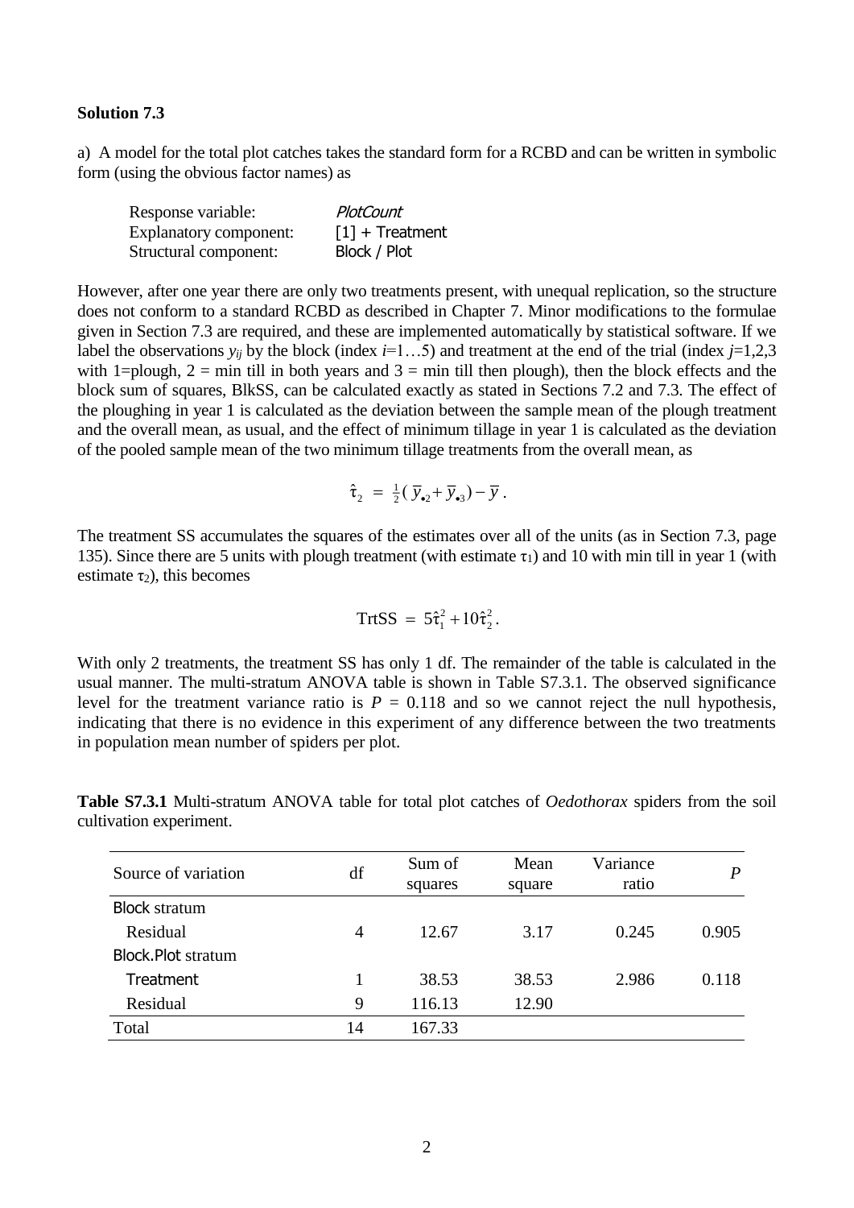**Solution 7.3**

a) A model for the total plot catches takes the standard form for a RCBD and can be written in symbolic form (using the obvious factor names) as

| | |
|---|---|
| Response variable: | *PlotCount* |
| Explanatory component: | [1] + Treatment |
| Structural component: | Block / Plot |

However, after one year there are only two treatments present, with unequal replication, so the structure does not conform to a standard RCBD as described in Chapter 7. Minor modifications to the formulae given in Section 7.3 are required, and these are implemented automatically by statistical software. If we label the observations $y_{ij}$ by the block (index $i$=1…5) and treatment at the end of the trial (index $j$=1,2,3 with 1=plough, 2 = min till in both years and 3 = min till then plough), then the block effects and the block sum of squares, BlkSS, can be calculated exactly as stated in Sections 7.2 and 7.3. The effect of the ploughing in year 1 is calculated as the deviation between the sample mean of the plough treatment and the overall mean, as usual, and the effect of minimum tillage in year 1 is calculated as the deviation of the pooled sample mean of the two minimum tillage treatments from the overall mean, as

$$\hat{\tau}_2 = \tfrac{1}{2}(\bar{y}_{\bullet 2} + \bar{y}_{\bullet 3}) - \bar{y}\,.$$

The treatment SS accumulates the squares of the estimates over all of the units (as in Section 7.3, page 135). Since there are 5 units with plough treatment (with estimate $\tau_1$) and 10 with min till in year 1 (with estimate $\tau_2$), this becomes

$$\text{TrtSS} = 5\hat{\tau}_1^2 + 10\hat{\tau}_2^2\,.$$

With only 2 treatments, the treatment SS has only 1 df. The remainder of the table is calculated in the usual manner. The multi-stratum ANOVA table is shown in Table S7.3.1. The observed significance level for the treatment variance ratio is $P$ = 0.118 and so we cannot reject the null hypothesis, indicating that there is no evidence in this experiment of any difference between the two treatments in population mean number of spiders per plot.

**Table S7.3.1** Multi-stratum ANOVA table for total plot catches of *Oedothorax* spiders from the soil cultivation experiment.

| Source of variation | df | Sum of squares | Mean square | Variance ratio | $P$ |
|---|---|---|---|---|---|
| Block stratum | | | | | |
| Residual | 4 | 12.67 | 3.17 | 0.245 | 0.905 |
| Block.Plot stratum | | | | | |
| Treatment | 1 | 38.53 | 38.53 | 2.986 | 0.118 |
| Residual | 9 | 116.13 | 12.90 | | |
| Total | 14 | 167.33 | | | |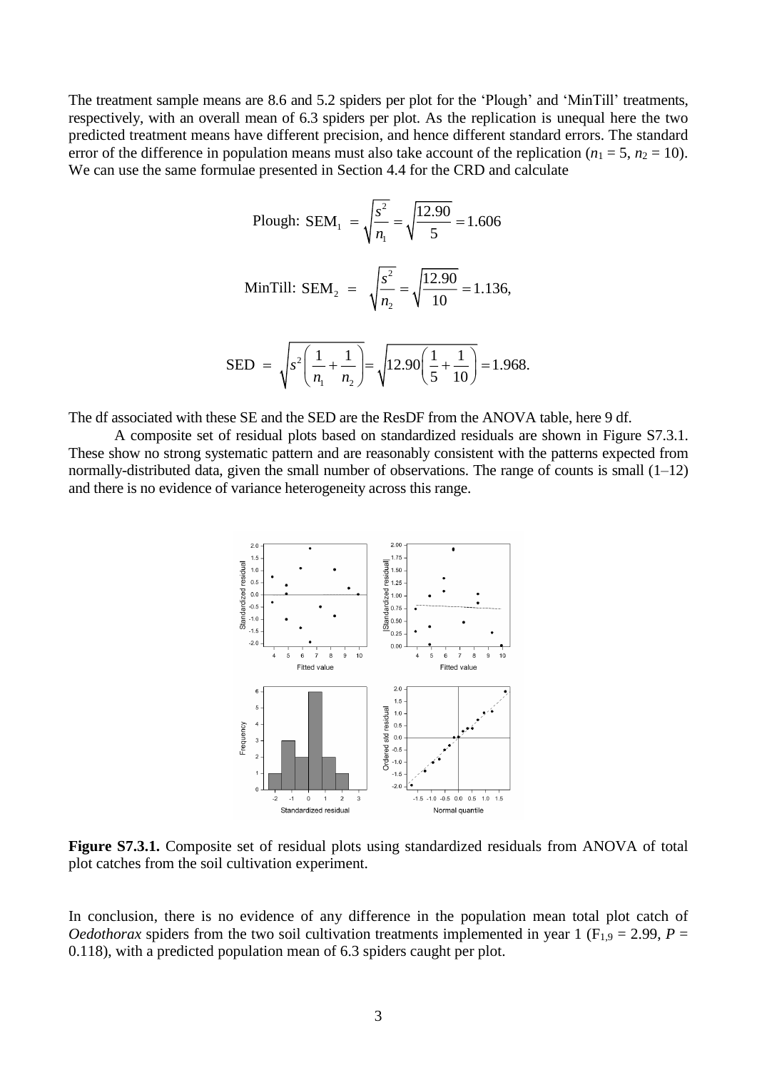The treatment sample means are 8.6 and 5.2 spiders per plot for the 'Plough' and 'MinTill' treatments, respectively, with an overall mean of 6.3 spiders per plot. As the replication is unequal here the two predicted treatment means have different precision, and hence different standard errors. The standard error of the difference in population means must also take account of the replication ($n_1 = 5$, $n_2 = 10$). We can use the same formulae presented in Section 4.4 for the CRD and calculate

$$\text{Plough: } \text{SEM}_1 = \sqrt{\frac{s^2}{n_1}} = \sqrt{\frac{12.90}{5}} = 1.606$$

$$\text{MinTill: } \text{SEM}_2 = \sqrt{\frac{s^2}{n_2}} = \sqrt{\frac{12.90}{10}} = 1.136,$$

$$\text{SED} = \sqrt{s^2\left(\frac{1}{n_1}+\frac{1}{n_2}\right)} = \sqrt{12.90\left(\frac{1}{5}+\frac{1}{10}\right)} = 1.968.$$

The df associated with these SE and the SED are the ResDF from the ANOVA table, here 9 df.

A composite set of residual plots based on standardized residuals are shown in Figure S7.3.1. These show no strong systematic pattern and are reasonably consistent with the patterns expected from normally-distributed data, given the small number of observations. The range of counts is small (1–12) and there is no evidence of variance heterogeneity across this range.

**Figure S7.3.1.** Composite set of residual plots using standardized residuals from ANOVA of total plot catches from the soil cultivation experiment.

In conclusion, there is no evidence of any difference in the population mean total plot catch of *Oedothorax* spiders from the two soil cultivation treatments implemented in year 1 ($F_{1,9} = 2.99$, $P = 0.118$), with a predicted population mean of 6.3 spiders caught per plot.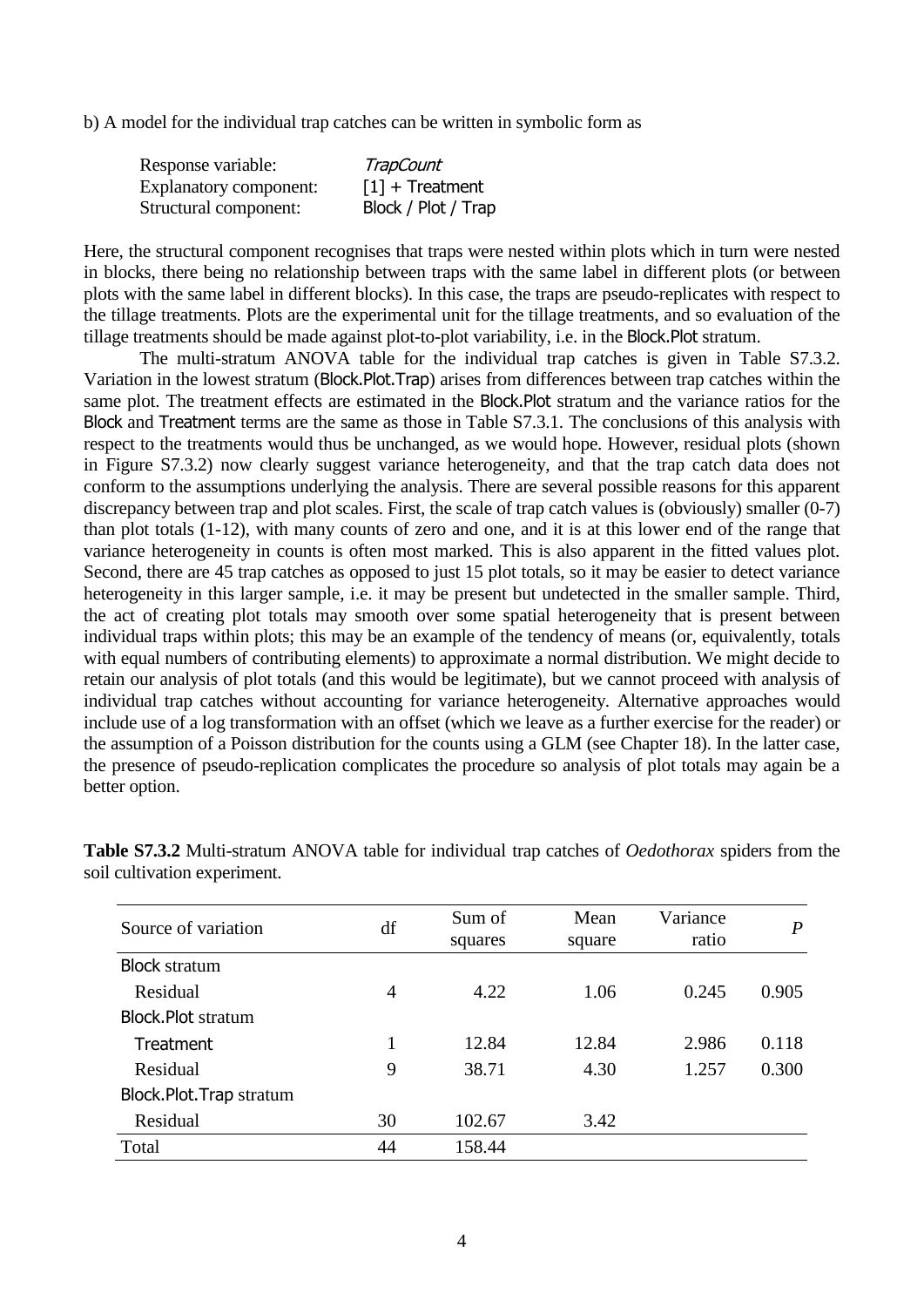b) A model for the individual trap catches can be written in symbolic form as

| | |
|---|---|
| Response variable: | *TrapCount* |
| Explanatory component: | [1] + Treatment |
| Structural component: | Block / Plot / Trap |

Here, the structural component recognises that traps were nested within plots which in turn were nested in blocks, there being no relationship between traps with the same label in different plots (or between plots with the same label in different blocks). In this case, the traps are pseudo-replicates with respect to the tillage treatments. Plots are the experimental unit for the tillage treatments, and so evaluation of the tillage treatments should be made against plot-to-plot variability, i.e. in the Block.Plot stratum.

The multi-stratum ANOVA table for the individual trap catches is given in Table S7.3.2. Variation in the lowest stratum (Block.Plot.Trap) arises from differences between trap catches within the same plot. The treatment effects are estimated in the Block.Plot stratum and the variance ratios for the Block and Treatment terms are the same as those in Table S7.3.1. The conclusions of this analysis with respect to the treatments would thus be unchanged, as we would hope. However, residual plots (shown in Figure S7.3.2) now clearly suggest variance heterogeneity, and that the trap catch data does not conform to the assumptions underlying the analysis. There are several possible reasons for this apparent discrepancy between trap and plot scales. First, the scale of trap catch values is (obviously) smaller (0-7) than plot totals (1-12), with many counts of zero and one, and it is at this lower end of the range that variance heterogeneity in counts is often most marked. This is also apparent in the fitted values plot. Second, there are 45 trap catches as opposed to just 15 plot totals, so it may be easier to detect variance heterogeneity in this larger sample, i.e. it may be present but undetected in the smaller sample. Third, the act of creating plot totals may smooth over some spatial heterogeneity that is present between individual traps within plots; this may be an example of the tendency of means (or, equivalently, totals with equal numbers of contributing elements) to approximate a normal distribution. We might decide to retain our analysis of plot totals (and this would be legitimate), but we cannot proceed with analysis of individual trap catches without accounting for variance heterogeneity. Alternative approaches would include use of a log transformation with an offset (which we leave as a further exercise for the reader) or the assumption of a Poisson distribution for the counts using a GLM (see Chapter 18). In the latter case, the presence of pseudo-replication complicates the procedure so analysis of plot totals may again be a better option.

**Table S7.3.2** Multi-stratum ANOVA table for individual trap catches of *Oedothorax* spiders from the soil cultivation experiment.

| Source of variation | df | Sum of squares | Mean square | Variance ratio | *P* |
|---|---|---|---|---|---|
| Block stratum | | | | | |
| Residual | 4 | 4.22 | 1.06 | 0.245 | 0.905 |
| Block.Plot stratum | | | | | |
| Treatment | 1 | 12.84 | 12.84 | 2.986 | 0.118 |
| Residual | 9 | 38.71 | 4.30 | 1.257 | 0.300 |
| Block.Plot.Trap stratum | | | | | |
| Residual | 30 | 102.67 | 3.42 | | |
| Total | 44 | 158.44 | | | |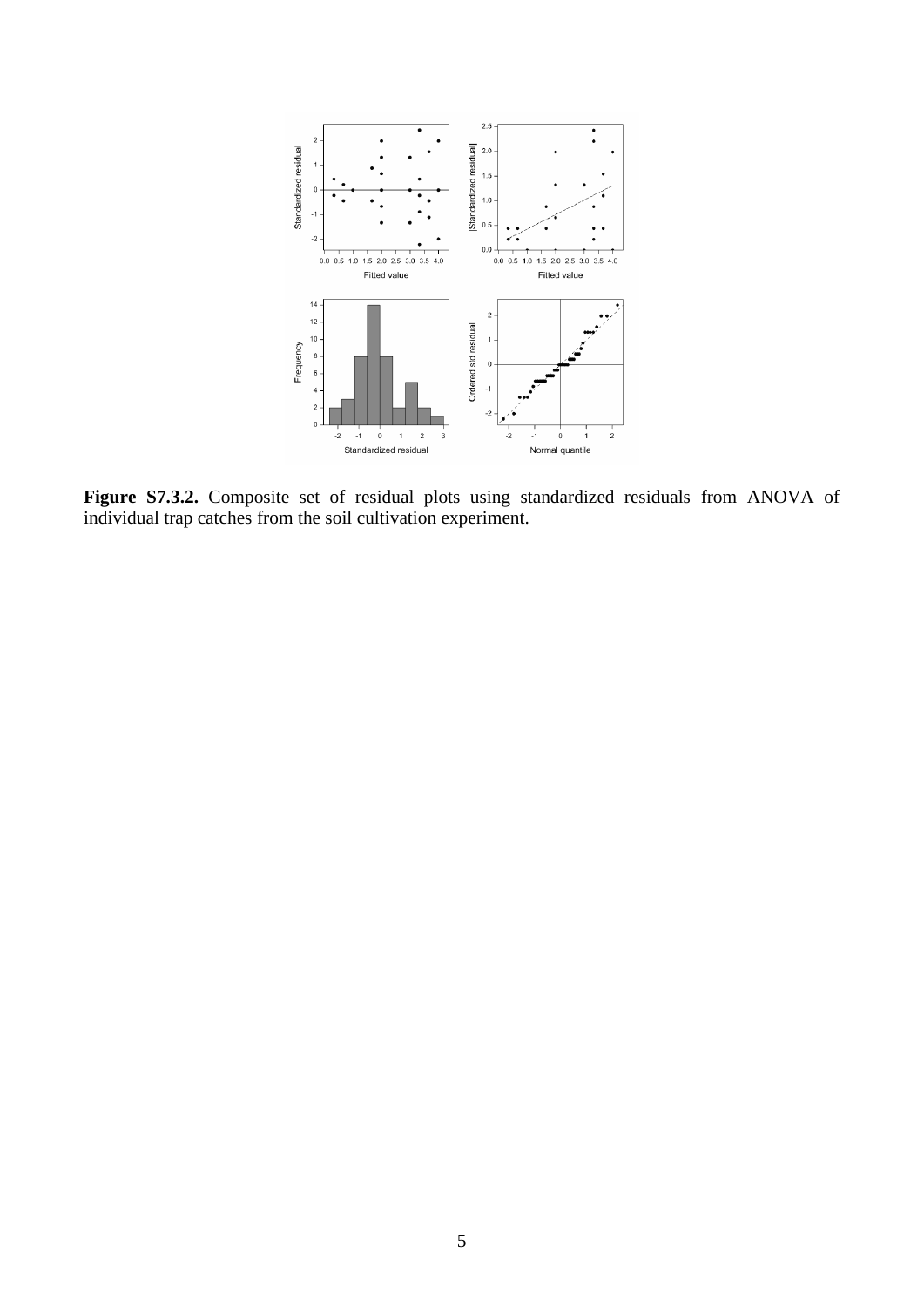Standardized residual
2
1
0
-1
-2
0.0 0.5 1.0 1.5 2.0 2.5 3.0 3.5 4.0
Fitted value

|Standardized residual|
2.5
2.0
1.5
1.0
0.5
0.0
0.0 0.5 1.0 1.5 2.0 2.5 3.0 3.5 4.0
Fitted value

Frequency
14
12
10
8
6
4
2
0
-2 -1 0 1 2 3
Standardized residual

Ordered std residual
2
1
0
-1
-2
-2 -1 0 1 2
Normal quantile

**Figure S7.3.2.** Composite set of residual plots using standardized residuals from ANOVA of individual trap catches from the soil cultivation experiment.